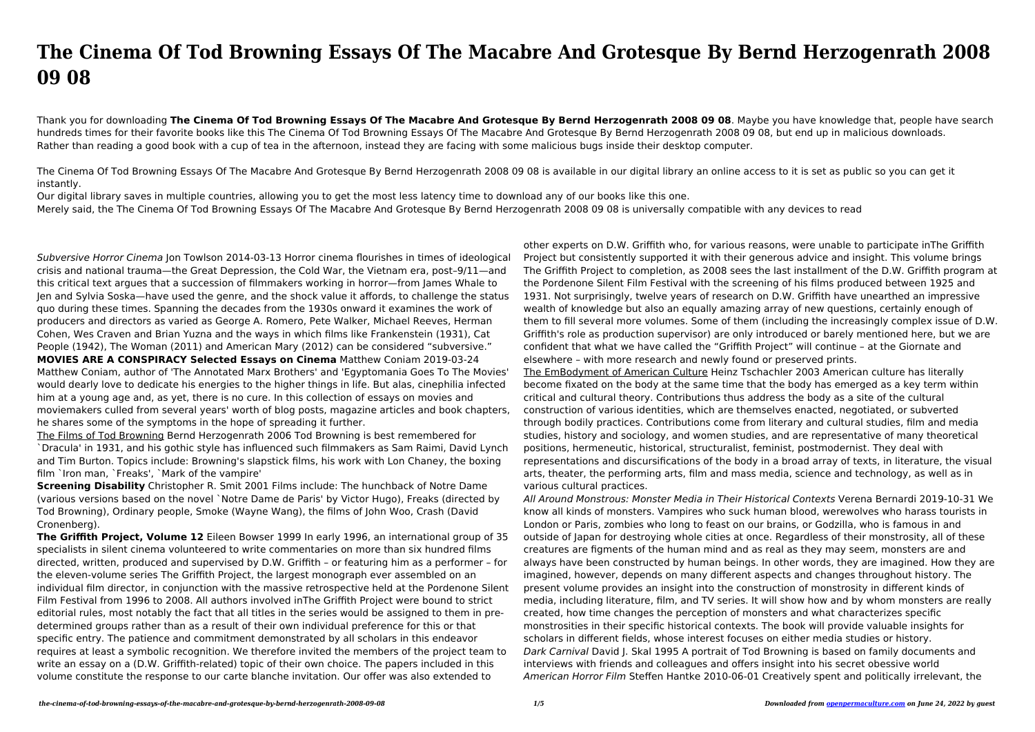# The Cinema Of Tod Browning Essays Of The Macabre And Grotesque By Bernd Herzogenrath 2008 09 08

Thank you for downloading **The Cinema Of Tod Browning Essays Of The Macabre And Grotesque By Bernd Herzogenrath 2008 09 08**. Maybe you have knowledge that, people have search hundreds times for their favorite books like this The Cinema Of Tod Browning Essays Of The Macabre And Grotesque By Bernd Herzogenrath 2008 09 08, but end up in malicious downloads. Rather than reading a good book with a cup of tea in the afternoon, instead they are facing with some malicious bugs inside their desktop computer.

The Cinema Of Tod Browning Essays Of The Macabre And Grotesque By Bernd Herzogenrath 2008 09 08 is available in our digital library an online access to it is set as public so you can get it instantly.

Our digital library saves in multiple countries, allowing you to get the most less latency time to download any of our books like this one.

Merely said, the The Cinema Of Tod Browning Essays Of The Macabre And Grotesque By Bernd Herzogenrath 2008 09 08 is universally compatible with any devices to read

*Subversive Horror Cinema* Jon Towlson 2014-03-13 Horror cinema flourishes in times of ideological crisis and national trauma—the Great Depression, the Cold War, the Vietnam era, post–9/11—and this critical text argues that a succession of filmmakers working in horror—from James Whale to Jen and Sylvia Soska—have used the genre, and the shock value it affords, to challenge the status quo during these times. Spanning the decades from the 1930s onward it examines the work of producers and directors as varied as George A. Romero, Pete Walker, Michael Reeves, Herman Cohen, Wes Craven and Brian Yuzna and the ways in which films like Frankenstein (1931), Cat People (1942), The Woman (2011) and American Mary (2012) can be considered "subversive."

**MOVIES ARE A CONSPIRACY Selected Essays on Cinema** Matthew Coniam 2019-03-24 Matthew Coniam, author of 'The Annotated Marx Brothers' and 'Egyptomania Goes To The Movies' would dearly love to dedicate his energies to the higher things in life. But alas, cinephilia infected him at a young age and, as yet, there is no cure. In this collection of essays on movies and moviemakers culled from several years' worth of blog posts, magazine articles and book chapters, he shares some of the symptoms in the hope of spreading it further.

The Films of Tod Browning Bernd Herzogenrath 2006 Tod Browning is best remembered for `Dracula' in 1931, and his gothic style has influenced such filmmakers as Sam Raimi, David Lynch and Tim Burton. Topics include: Browning's slapstick films, his work with Lon Chaney, the boxing film `Iron man, `Freaks', `Mark of the vampire'

**Screening Disability** Christopher R. Smit 2001 Films include: The hunchback of Notre Dame (various versions based on the novel `Notre Dame de Paris' by Victor Hugo), Freaks (directed by Tod Browning), Ordinary people, Smoke (Wayne Wang), the films of John Woo, Crash (David Cronenberg).

**The Griffith Project, Volume 12** Eileen Bowser 1999 In early 1996, an international group of 35 specialists in silent cinema volunteered to write commentaries on more than six hundred films directed, written, produced and supervised by D.W. Griffith – or featuring him as a performer – for the eleven-volume series The Griffith Project, the largest monograph ever assembled on an individual film director, in conjunction with the massive retrospective held at the Pordenone Silent Film Festival from 1996 to 2008. All authors involved inThe Griffith Project were bound to strict editorial rules, most notably the fact that all titles in the series would be assigned to them in pre-determined groups rather than as a result of their own individual preference for this or that specific entry. The patience and commitment demonstrated by all scholars in this endeavor requires at least a symbolic recognition. We therefore invited the members of the project team to write an essay on a (D.W. Griffith-related) topic of their own choice. The papers included in this volume constitute the response to our carte blanche invitation. Our offer was also extended to other experts on D.W. Griffith who, for various reasons, were unable to participate inThe Griffith Project but consistently supported it with their generous advice and insight. This volume brings The Griffith Project to completion, as 2008 sees the last installment of the D.W. Griffith program at the Pordenone Silent Film Festival with the screening of his films produced between 1925 and 1931. Not surprisingly, twelve years of research on D.W. Griffith have unearthed an impressive wealth of knowledge but also an equally amazing array of new questions, certainly enough of them to fill several more volumes. Some of them (including the increasingly complex issue of D.W. Griffith's role as production supervisor) are only introduced or barely mentioned here, but we are confident that what we have called the "Griffith Project" will continue – at the Giornate and elsewhere – with more research and newly found or preserved prints.

The EmBodyment of American Culture Heinz Tschachler 2003 American culture has literally become fixated on the body at the same time that the body has emerged as a key term within critical and cultural theory. Contributions thus address the body as a site of the cultural construction of various identities, which are themselves enacted, negotiated, or subverted through bodily practices. Contributions come from literary and cultural studies, film and media studies, history and sociology, and women studies, and are representative of many theoretical positions, hermeneutic, historical, structuralist, feminist, postmodernist. They deal with representations and discursifications of the body in a broad array of texts, in literature, the visual arts, theater, the performing arts, film and mass media, science and technology, as well as in various cultural practices.

*All Around Monstrous: Monster Media in Their Historical Contexts* Verena Bernardi 2019-10-31 We know all kinds of monsters. Vampires who suck human blood, werewolves who harass tourists in London or Paris, zombies who long to feast on our brains, or Godzilla, who is famous in and outside of Japan for destroying whole cities at once. Regardless of their monstrosity, all of these creatures are figments of the human mind and as real as they may seem, monsters are and always have been constructed by human beings. In other words, they are imagined. How they are imagined, however, depends on many different aspects and changes throughout history. The present volume provides an insight into the construction of monstrosity in different kinds of media, including literature, film, and TV series. It will show how and by whom monsters are really created, how time changes the perception of monsters and what characterizes specific monstrosities in their specific historical contexts. The book will provide valuable insights for scholars in different fields, whose interest focuses on either media studies or history.

*Dark Carnival* David J. Skal 1995 A portrait of Tod Browning is based on family documents and interviews with friends and colleagues and offers insight into his secret obsessive world

*American Horror Film* Steffen Hantke 2010-06-01 Creatively spent and politically irrelevant, the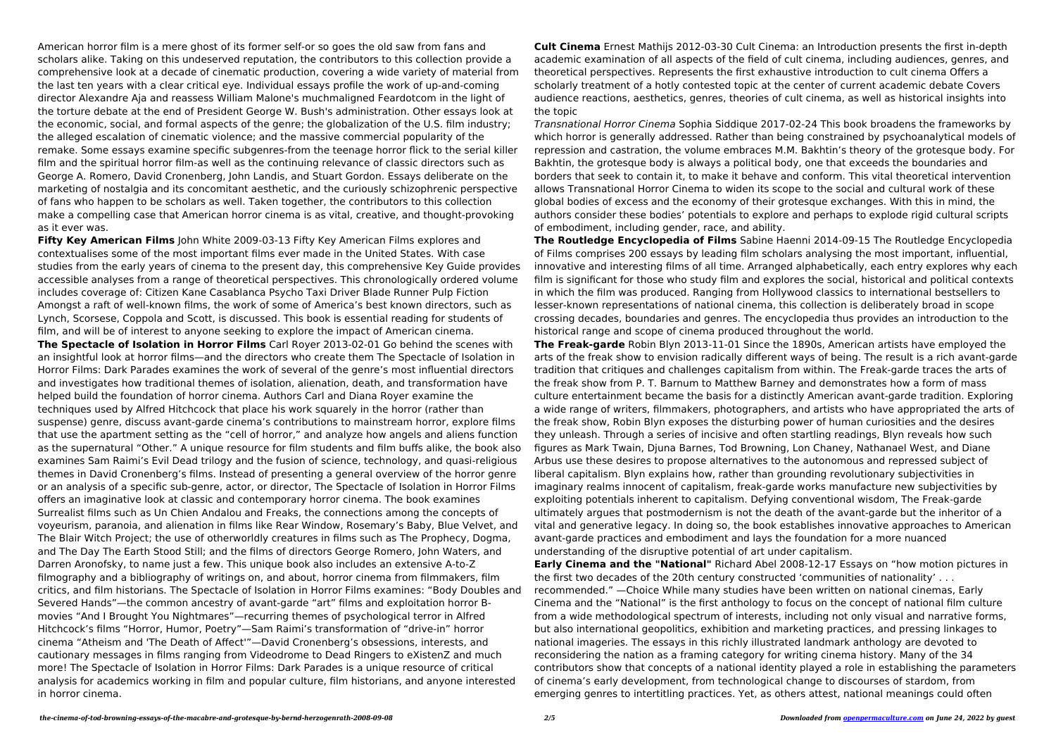American horror film is a mere ghost of its former self-or so goes the old saw from fans and scholars alike. Taking on this undeserved reputation, the contributors to this collection provide a comprehensive look at a decade of cinematic production, covering a wide variety of material from the last ten years with a clear critical eye. Individual essays profile the work of up-and-coming director Alexandre Aja and reassess William Malone's muchmaligned Feardotcom in the light of the torture debate at the end of President George W. Bush's administration. Other essays look at the economic, social, and formal aspects of the genre; the globalization of the U.S. film industry; the alleged escalation of cinematic violence; and the massive commercial popularity of the remake. Some essays examine specific subgenres-from the teenage horror flick to the serial killer film and the spiritual horror film-as well as the continuing relevance of classic directors such as George A. Romero, David Cronenberg, John Landis, and Stuart Gordon. Essays deliberate on the marketing of nostalgia and its concomitant aesthetic, and the curiously schizophrenic perspective of fans who happen to be scholars as well. Taken together, the contributors to this collection make a compelling case that American horror cinema is as vital, creative, and thought-provoking as it ever was.

**Fifty Key American Films** John White 2009-03-13 Fifty Key American Films explores and contextualises some of the most important films ever made in the United States. With case studies from the early years of cinema to the present day, this comprehensive Key Guide provides accessible analyses from a range of theoretical perspectives. This chronologically ordered volume includes coverage of: Citizen Kane Casablanca Psycho Taxi Driver Blade Runner Pulp Fiction Amongst a raft of well-known films, the work of some of America's best known directors, such as Lynch, Scorsese, Coppola and Scott, is discussed. This book is essential reading for students of film, and will be of interest to anyone seeking to explore the impact of American cinema.

**The Spectacle of Isolation in Horror Films** Carl Royer 2013-02-01 Go behind the scenes with an insightful look at horror films—and the directors who create them The Spectacle of Isolation in Horror Films: Dark Parades examines the work of several of the genre's most influential directors and investigates how traditional themes of isolation, alienation, death, and transformation have helped build the foundation of horror cinema. Authors Carl and Diana Royer examine the techniques used by Alfred Hitchcock that place his work squarely in the horror (rather than suspense) genre, discuss avant-garde cinema's contributions to mainstream horror, explore films that use the apartment setting as the "cell of horror," and analyze how angels and aliens function as the supernatural "Other." A unique resource for film students and film buffs alike, the book also examines Sam Raimi's Evil Dead trilogy and the fusion of science, technology, and quasi-religious themes in David Cronenberg's films. Instead of presenting a general overview of the horror genre or an analysis of a specific sub-genre, actor, or director, The Spectacle of Isolation in Horror Films offers an imaginative look at classic and contemporary horror cinema. The book examines Surrealist films such as Un Chien Andalou and Freaks, the connections among the concepts of voyeurism, paranoia, and alienation in films like Rear Window, Rosemary's Baby, Blue Velvet, and The Blair Witch Project; the use of otherworldly creatures in films such as The Prophecy, Dogma, and The Day The Earth Stood Still; and the films of directors George Romero, John Waters, and Darren Aronofsky, to name just a few. This unique book also includes an extensive A-to-Z filmography and a bibliography of writings on, and about, horror cinema from filmmakers, film critics, and film historians. The Spectacle of Isolation in Horror Films examines: "Body Doubles and Severed Hands"—the common ancestry of avant-garde "art" films and exploitation horror B-movies "And I Brought You Nightmares"—recurring themes of psychological terror in Alfred Hitchcock's films "Horror, Humor, Poetry"—Sam Raimi's transformation of "drive-in" horror cinema "Atheism and 'The Death of Affect'"—David Cronenberg's obsessions, interests, and cautionary messages in films ranging from Videodrome to Dead Ringers to eXistenZ and much more! The Spectacle of Isolation in Horror Films: Dark Parades is a unique resource of critical analysis for academics working in film and popular culture, film historians, and anyone interested in horror cinema.

**Cult Cinema** Ernest Mathijs 2012-03-30 Cult Cinema: an Introduction presents the first in-depth academic examination of all aspects of the field of cult cinema, including audiences, genres, and theoretical perspectives. Represents the first exhaustive introduction to cult cinema Offers a scholarly treatment of a hotly contested topic at the center of current academic debate Covers audience reactions, aesthetics, genres, theories of cult cinema, as well as historical insights into the topic

*Transnational Horror Cinema* Sophia Siddique 2017-02-24 This book broadens the frameworks by which horror is generally addressed. Rather than being constrained by psychoanalytical models of repression and castration, the volume embraces M.M. Bakhtin's theory of the grotesque body. For Bakhtin, the grotesque body is always a political body, one that exceeds the boundaries and borders that seek to contain it, to make it behave and conform. This vital theoretical intervention allows Transnational Horror Cinema to widen its scope to the social and cultural work of these global bodies of excess and the economy of their grotesque exchanges. With this in mind, the authors consider these bodies' potentials to explore and perhaps to explode rigid cultural scripts of embodiment, including gender, race, and ability.

**The Routledge Encyclopedia of Films** Sabine Haenni 2014-09-15 The Routledge Encyclopedia of Films comprises 200 essays by leading film scholars analysing the most important, influential, innovative and interesting films of all time. Arranged alphabetically, each entry explores why each film is significant for those who study film and explores the social, historical and political contexts in which the film was produced. Ranging from Hollywood classics to international bestsellers to lesser-known representations of national cinema, this collection is deliberately broad in scope crossing decades, boundaries and genres. The encyclopedia thus provides an introduction to the historical range and scope of cinema produced throughout the world.

**The Freak-garde** Robin Blyn 2013-11-01 Since the 1890s, American artists have employed the arts of the freak show to envision radically different ways of being. The result is a rich avant-garde tradition that critiques and challenges capitalism from within. The Freak-garde traces the arts of the freak show from P. T. Barnum to Matthew Barney and demonstrates how a form of mass culture entertainment became the basis for a distinctly American avant-garde tradition. Exploring a wide range of writers, filmmakers, photographers, and artists who have appropriated the arts of the freak show, Robin Blyn exposes the disturbing power of human curiosities and the desires they unleash. Through a series of incisive and often startling readings, Blyn reveals how such figures as Mark Twain, Djuna Barnes, Tod Browning, Lon Chaney, Nathanael West, and Diane Arbus use these desires to propose alternatives to the autonomous and repressed subject of liberal capitalism. Blyn explains how, rather than grounding revolutionary subjectivities in imaginary realms innocent of capitalism, freak-garde works manufacture new subjectivities by exploiting potentials inherent to capitalism. Defying conventional wisdom, The Freak-garde ultimately argues that postmodernism is not the death of the avant-garde but the inheritor of a vital and generative legacy. In doing so, the book establishes innovative approaches to American avant-garde practices and embodiment and lays the foundation for a more nuanced understanding of the disruptive potential of art under capitalism.

**Early Cinema and the "National"** Richard Abel 2008-12-17 Essays on "how motion pictures in the first two decades of the 20th century constructed 'communities of nationality' . . . recommended." —Choice While many studies have been written on national cinemas, Early Cinema and the "National" is the first anthology to focus on the concept of national film culture from a wide methodological spectrum of interests, including not only visual and narrative forms, but also international geopolitics, exhibition and marketing practices, and pressing linkages to national imageries. The essays in this richly illustrated landmark anthology are devoted to reconsidering the nation as a framing category for writing cinema history. Many of the 34 contributors show that concepts of a national identity played a role in establishing the parameters of cinema's early development, from technological change to discourses of stardom, from emerging genres to intertitling practices. Yet, as others attest, national meanings could often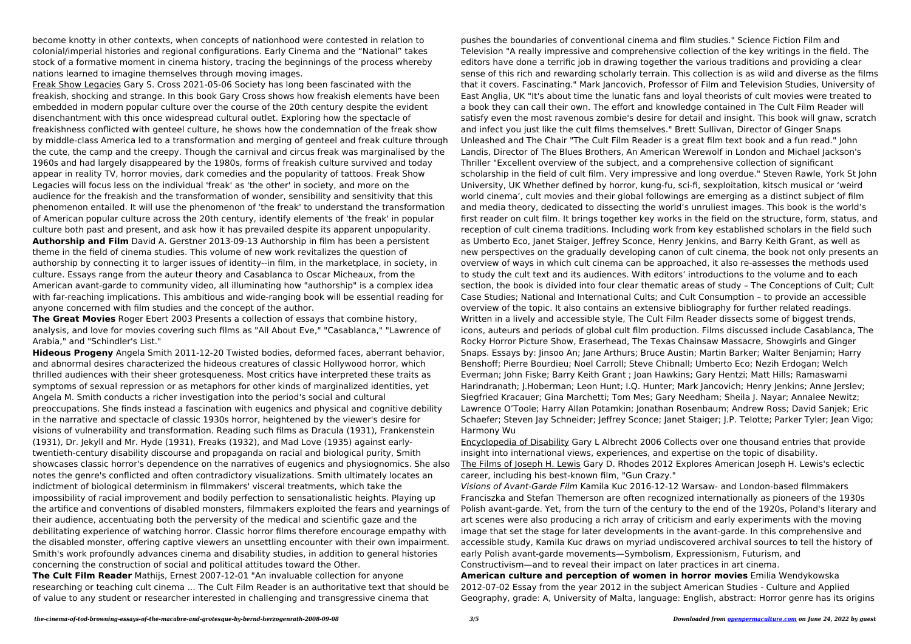become knotty in other contexts, when concepts of nationhood were contested in relation to colonial/imperial histories and regional configurations. Early Cinema and the "National" takes stock of a formative moment in cinema history, tracing the beginnings of the process whereby nations learned to imagine themselves through moving images.

Freak Show Legacies Gary S. Cross 2021-05-06 Society has long been fascinated with the freakish, shocking and strange. In this book Gary Cross shows how freakish elements have been embedded in modern popular culture over the course of the 20th century despite the evident disenchantment with this once widespread cultural outlet. Exploring how the spectacle of freakishness conflicted with genteel culture, he shows how the condemnation of the freak show by middle-class America led to a transformation and merging of genteel and freak culture through the cute, the camp and the creepy. Though the carnival and circus freak was marginalised by the 1960s and had largely disappeared by the 1980s, forms of freakish culture survived and today appear in reality TV, horror movies, dark comedies and the popularity of tattoos. Freak Show Legacies will focus less on the individual 'freak' as 'the other' in society, and more on the audience for the freakish and the transformation of wonder, sensibility and sensitivity that this phenomenon entailed. It will use the phenomenon of 'the freak' to understand the transformation of American popular culture across the 20th century, identify elements of 'the freak' in popular culture both past and present, and ask how it has prevailed despite its apparent unpopularity.

**Authorship and Film** David A. Gerstner 2013-09-13 Authorship in film has been a persistent theme in the field of cinema studies. This volume of new work revitalizes the question of authorship by connecting it to larger issues of identity--in film, in the marketplace, in society, in culture. Essays range from the auteur theory and Casablanca to Oscar Micheaux, from the American avant-garde to community video, all illuminating how "authorship" is a complex idea with far-reaching implications. This ambitious and wide-ranging book will be essential reading for anyone concerned with film studies and the concept of the author.

**The Great Movies** Roger Ebert 2003 Presents a collection of essays that combine history, analysis, and love for movies covering such films as "All About Eve," "Casablanca," "Lawrence of Arabia," and "Schindler's List."

**Hideous Progeny** Angela Smith 2011-12-20 Twisted bodies, deformed faces, aberrant behavior, and abnormal desires characterized the hideous creatures of classic Hollywood horror, which thrilled audiences with their sheer grotesqueness. Most critics have interpreted these traits as symptoms of sexual repression or as metaphors for other kinds of marginalized identities, yet Angela M. Smith conducts a richer investigation into the period's social and cultural preoccupations. She finds instead a fascination with eugenics and physical and cognitive debility in the narrative and spectacle of classic 1930s horror, heightened by the viewer's desire for visions of vulnerability and transformation. Reading such films as Dracula (1931), Frankenstein (1931), Dr. Jekyll and Mr. Hyde (1931), Freaks (1932), and Mad Love (1935) against early-twentieth-century disability discourse and propaganda on racial and biological purity, Smith showcases classic horror's dependence on the narratives of eugenics and physiognomics. She also notes the genre's conflicted and often contradictory visualizations. Smith ultimately locates an indictment of biological determinism in filmmakers' visceral treatments, which take the impossibility of racial improvement and bodily perfection to sensationalistic heights. Playing up the artifice and conventions of disabled monsters, filmmakers exploited the fears and yearnings of their audience, accentuating both the perversity of the medical and scientific gaze and the debilitating experience of watching horror. Classic horror films therefore encourage empathy with the disabled monster, offering captive viewers an unsettling encounter with their own impairment. Smith's work profoundly advances cinema and disability studies, in addition to general histories concerning the construction of social and political attitudes toward the Other.

**The Cult Film Reader** Mathijs, Ernest 2007-12-01 "An invaluable collection for anyone researching or teaching cult cinema ... The Cult Film Reader is an authoritative text that should be of value to any student or researcher interested in challenging and transgressive cinema that pushes the boundaries of conventional cinema and film studies." Science Fiction Film and Television "A really impressive and comprehensive collection of the key writings in the field. The editors have done a terrific job in drawing together the various traditions and providing a clear sense of this rich and rewarding scholarly terrain. This collection is as wild and diverse as the films that it covers. Fascinating." Mark Jancovich, Professor of Film and Television Studies, University of East Anglia, UK "It's about time the lunatic fans and loyal theorists of cult movies were treated to a book they can call their own. The effort and knowledge contained in The Cult Film Reader will satisfy even the most ravenous zombie's desire for detail and insight. This book will gnaw, scratch and infect you just like the cult films themselves." Brett Sullivan, Director of Ginger Snaps Unleashed and The Chair "The Cult Film Reader is a great film text book and a fun read." John Landis, Director of The Blues Brothers, An American Werewolf in London and Michael Jackson's Thriller "Excellent overview of the subject, and a comprehensive collection of significant scholarship in the field of cult film. Very impressive and long overdue." Steven Rawle, York St John University, UK Whether defined by horror, kung-fu, sci-fi, sexploitation, kitsch musical or 'weird world cinema', cult movies and their global followings are emerging as a distinct subject of film and media theory, dedicated to dissecting the world's unruliest images. This book is the world's first reader on cult film. It brings together key works in the field on the structure, form, status, and reception of cult cinema traditions. Including work from key established scholars in the field such as Umberto Eco, Janet Staiger, Jeffrey Sconce, Henry Jenkins, and Barry Keith Grant, as well as new perspectives on the gradually developing canon of cult cinema, the book not only presents an overview of ways in which cult cinema can be approached, it also re-assesses the methods used to study the cult text and its audiences. With editors' introductions to the volume and to each section, the book is divided into four clear thematic areas of study – The Conceptions of Cult; Cult Case Studies; National and International Cults; and Cult Consumption – to provide an accessible overview of the topic. It also contains an extensive bibliography for further related readings. Written in a lively and accessible style, The Cult Film Reader dissects some of biggest trends, icons, auteurs and periods of global cult film production. Films discussed include Casablanca, The Rocky Horror Picture Show, Eraserhead, The Texas Chainsaw Massacre, Showgirls and Ginger Snaps. Essays by: Jinsoo An; Jane Arthurs; Bruce Austin; Martin Barker; Walter Benjamin; Harry Benshoff; Pierre Bourdieu; Noel Carroll; Steve Chibnall; Umberto Eco; Nezih Erdogan; Welch Everman; John Fiske; Barry Keith Grant ; Joan Hawkins; Gary Hentzi; Matt Hills; Ramaswami Harindranath; J.Hoberman; Leon Hunt; I.Q. Hunter; Mark Jancovich; Henry Jenkins; Anne Jerslev; Siegfried Kracauer; Gina Marchetti; Tom Mes; Gary Needham; Sheila J. Nayar; Annalee Newitz; Lawrence O'Toole; Harry Allan Potamkin; Jonathan Rosenbaum; Andrew Ross; David Sanjek; Eric Schaefer; Steven Jay Schneider; Jeffrey Sconce; Janet Staiger; J.P. Telotte; Parker Tyler; Jean Vigo; Harmony Wu

Encyclopedia of Disability Gary L Albrecht 2006 Collects over one thousand entries that provide insight into international views, experiences, and expertise on the topic of disability.

The Films of Joseph H. Lewis Gary D. Rhodes 2012 Explores American Joseph H. Lewis's eclectic career, including his best-known film, "Gun Crazy."

*Visions of Avant-Garde Film* Kamila Kuc 2016-12-12 Warsaw- and London-based filmmakers Franciszka and Stefan Themerson are often recognized internationally as pioneers of the 1930s Polish avant-garde. Yet, from the turn of the century to the end of the 1920s, Poland's literary and art scenes were also producing a rich array of criticism and early experiments with the moving image that set the stage for later developments in the avant-garde. In this comprehensive and accessible study, Kamila Kuc draws on myriad undiscovered archival sources to tell the history of early Polish avant-garde movements—Symbolism, Expressionism, Futurism, and Constructivism—and to reveal their impact on later practices in art cinema.

**American culture and perception of women in horror movies** Emilia Wendykowska 2012-07-02 Essay from the year 2012 in the subject American Studies - Culture and Applied Geography, grade: A, University of Malta, language: English, abstract: Horror genre has its origins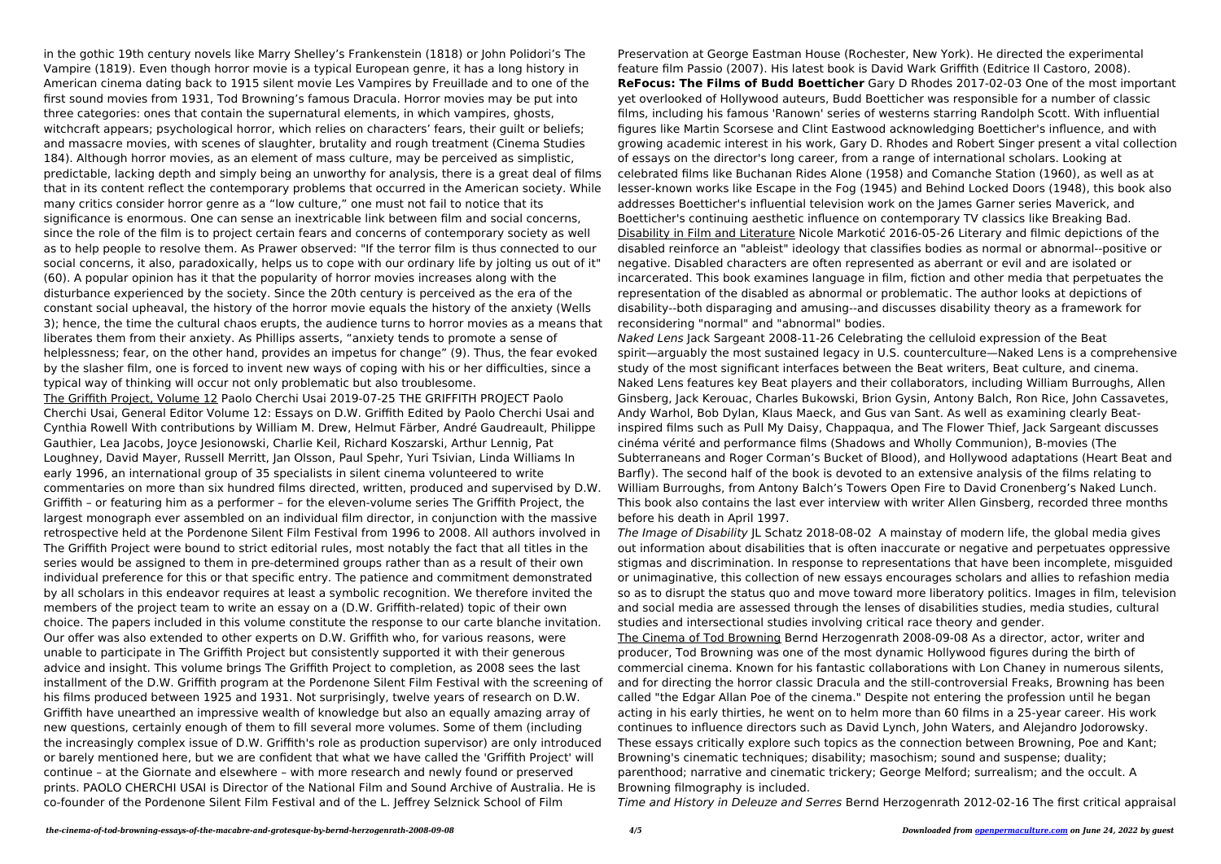in the gothic 19th century novels like Marry Shelley's Frankenstein (1818) or John Polidori's The Vampire (1819). Even though horror movie is a typical European genre, it has a long history in American cinema dating back to 1915 silent movie Les Vampires by Freuillade and to one of the first sound movies from 1931, Tod Browning's famous Dracula. Horror movies may be put into three categories: ones that contain the supernatural elements, in which vampires, ghosts, witchcraft appears; psychological horror, which relies on characters' fears, their guilt or beliefs; and massacre movies, with scenes of slaughter, brutality and rough treatment (Cinema Studies 184). Although horror movies, as an element of mass culture, may be perceived as simplistic, predictable, lacking depth and simply being an unworthy for analysis, there is a great deal of films that in its content reflect the contemporary problems that occurred in the American society. While many critics consider horror genre as a "low culture," one must not fail to notice that its significance is enormous. One can sense an inextricable link between film and social concerns, since the role of the film is to project certain fears and concerns of contemporary society as well as to help people to resolve them. As Prawer observed: "If the terror film is thus connected to our social concerns, it also, paradoxically, helps us to cope with our ordinary life by jolting us out of it" (60). A popular opinion has it that the popularity of horror movies increases along with the disturbance experienced by the society. Since the 20th century is perceived as the era of the constant social upheaval, the history of the horror movie equals the history of the anxiety (Wells 3); hence, the time the cultural chaos erupts, the audience turns to horror movies as a means that liberates them from their anxiety. As Phillips asserts, "anxiety tends to promote a sense of helplessness; fear, on the other hand, provides an impetus for change" (9). Thus, the fear evoked by the slasher film, one is forced to invent new ways of coping with his or her difficulties, since a typical way of thinking will occur not only problematic but also troublesome.

The Griffith Project, Volume 12 Paolo Cherchi Usai 2019-07-25 THE GRIFFITH PROJECT Paolo Cherchi Usai, General Editor Volume 12: Essays on D.W. Griffith Edited by Paolo Cherchi Usai and Cynthia Rowell With contributions by William M. Drew, Helmut Färber, André Gaudreault, Philippe Gauthier, Lea Jacobs, Joyce Jesionowski, Charlie Keil, Richard Koszarski, Arthur Lennig, Pat Loughney, David Mayer, Russell Merritt, Jan Olsson, Paul Spehr, Yuri Tsivian, Linda Williams In early 1996, an international group of 35 specialists in silent cinema volunteered to write commentaries on more than six hundred films directed, written, produced and supervised by D.W. Griffith – or featuring him as a performer – for the eleven-volume series The Griffith Project, the largest monograph ever assembled on an individual film director, in conjunction with the massive retrospective held at the Pordenone Silent Film Festival from 1996 to 2008. All authors involved in The Griffith Project were bound to strict editorial rules, most notably the fact that all titles in the series would be assigned to them in pre-determined groups rather than as a result of their own individual preference for this or that specific entry. The patience and commitment demonstrated by all scholars in this endeavor requires at least a symbolic recognition. We therefore invited the members of the project team to write an essay on a (D.W. Griffith-related) topic of their own choice. The papers included in this volume constitute the response to our carte blanche invitation. Our offer was also extended to other experts on D.W. Griffith who, for various reasons, were unable to participate in The Griffith Project but consistently supported it with their generous advice and insight. This volume brings The Griffith Project to completion, as 2008 sees the last installment of the D.W. Griffith program at the Pordenone Silent Film Festival with the screening of his films produced between 1925 and 1931. Not surprisingly, twelve years of research on D.W. Griffith have unearthed an impressive wealth of knowledge but also an equally amazing array of new questions, certainly enough of them to fill several more volumes. Some of them (including the increasingly complex issue of D.W. Griffith's role as production supervisor) are only introduced or barely mentioned here, but we are confident that what we have called the 'Griffith Project' will continue – at the Giornate and elsewhere – with more research and newly found or preserved prints. PAOLO CHERCHI USAI is Director of the National Film and Sound Archive of Australia. He is co-founder of the Pordenone Silent Film Festival and of the L. Jeffrey Selznick School of Film Preservation at George Eastman House (Rochester, New York). He directed the experimental feature film Passio (2007). His latest book is David Wark Griffith (Editrice Il Castoro, 2008).

**ReFocus: The Films of Budd Boetticher** Gary D Rhodes 2017-02-03 One of the most important yet overlooked of Hollywood auteurs, Budd Boetticher was responsible for a number of classic films, including his famous 'Ranown' series of westerns starring Randolph Scott. With influential figures like Martin Scorsese and Clint Eastwood acknowledging Boetticher's influence, and with growing academic interest in his work, Gary D. Rhodes and Robert Singer present a vital collection of essays on the director's long career, from a range of international scholars. Looking at celebrated films like Buchanan Rides Alone (1958) and Comanche Station (1960), as well as at lesser-known works like Escape in the Fog (1945) and Behind Locked Doors (1948), this book also addresses Boetticher's influential television work on the James Garner series Maverick, and Boetticher's continuing aesthetic influence on contemporary TV classics like Breaking Bad.

Disability in Film and Literature Nicole Markotić 2016-05-26 Literary and filmic depictions of the disabled reinforce an "ableist" ideology that classifies bodies as normal or abnormal--positive or negative. Disabled characters are often represented as aberrant or evil and are isolated or incarcerated. This book examines language in film, fiction and other media that perpetuates the representation of the disabled as abnormal or problematic. The author looks at depictions of disability--both disparaging and amusing--and discusses disability theory as a framework for reconsidering "normal" and "abnormal" bodies.

*Naked Lens* Jack Sargeant 2008-11-26 Celebrating the celluloid expression of the Beat spirit—arguably the most sustained legacy in U.S. counterculture—Naked Lens is a comprehensive study of the most significant interfaces between the Beat writers, Beat culture, and cinema. Naked Lens features key Beat players and their collaborators, including William Burroughs, Allen Ginsberg, Jack Kerouac, Charles Bukowski, Brion Gysin, Antony Balch, Ron Rice, John Cassavetes, Andy Warhol, Bob Dylan, Klaus Maeck, and Gus van Sant. As well as examining clearly Beat-inspired films such as Pull My Daisy, Chappaqua, and The Flower Thief, Jack Sargeant discusses cinéma vérité and performance films (Shadows and Wholly Communion), B-movies (The Subterraneans and Roger Corman's Bucket of Blood), and Hollywood adaptations (Heart Beat and Barfly). The second half of the book is devoted to an extensive analysis of the films relating to William Burroughs, from Antony Balch's Towers Open Fire to David Cronenberg's Naked Lunch. This book also contains the last ever interview with writer Allen Ginsberg, recorded three months before his death in April 1997.

*The Image of Disability* JL Schatz 2018-08-02 A mainstay of modern life, the global media gives out information about disabilities that is often inaccurate or negative and perpetuates oppressive stigmas and discrimination. In response to representations that have been incomplete, misguided or unimaginative, this collection of new essays encourages scholars and allies to refashion media so as to disrupt the status quo and move toward more liberatory politics. Images in film, television and social media are assessed through the lenses of disabilities studies, media studies, cultural studies and intersectional studies involving critical race theory and gender.

The Cinema of Tod Browning Bernd Herzogenrath 2008-09-08 As a director, actor, writer and producer, Tod Browning was one of the most dynamic Hollywood figures during the birth of commercial cinema. Known for his fantastic collaborations with Lon Chaney in numerous silents, and for directing the horror classic Dracula and the still-controversial Freaks, Browning has been called "the Edgar Allan Poe of the cinema." Despite not entering the profession until he began acting in his early thirties, he went on to helm more than 60 films in a 25-year career. His work continues to influence directors such as David Lynch, John Waters, and Alejandro Jodorowsky. These essays critically explore such topics as the connection between Browning, Poe and Kant; Browning's cinematic techniques; disability; masochism; sound and suspense; duality; parenthood; narrative and cinematic trickery; George Melford; surrealism; and the occult. A Browning filmography is included.

*Time and History in Deleuze and Serres* Bernd Herzogenrath 2012-02-16 The first critical appraisal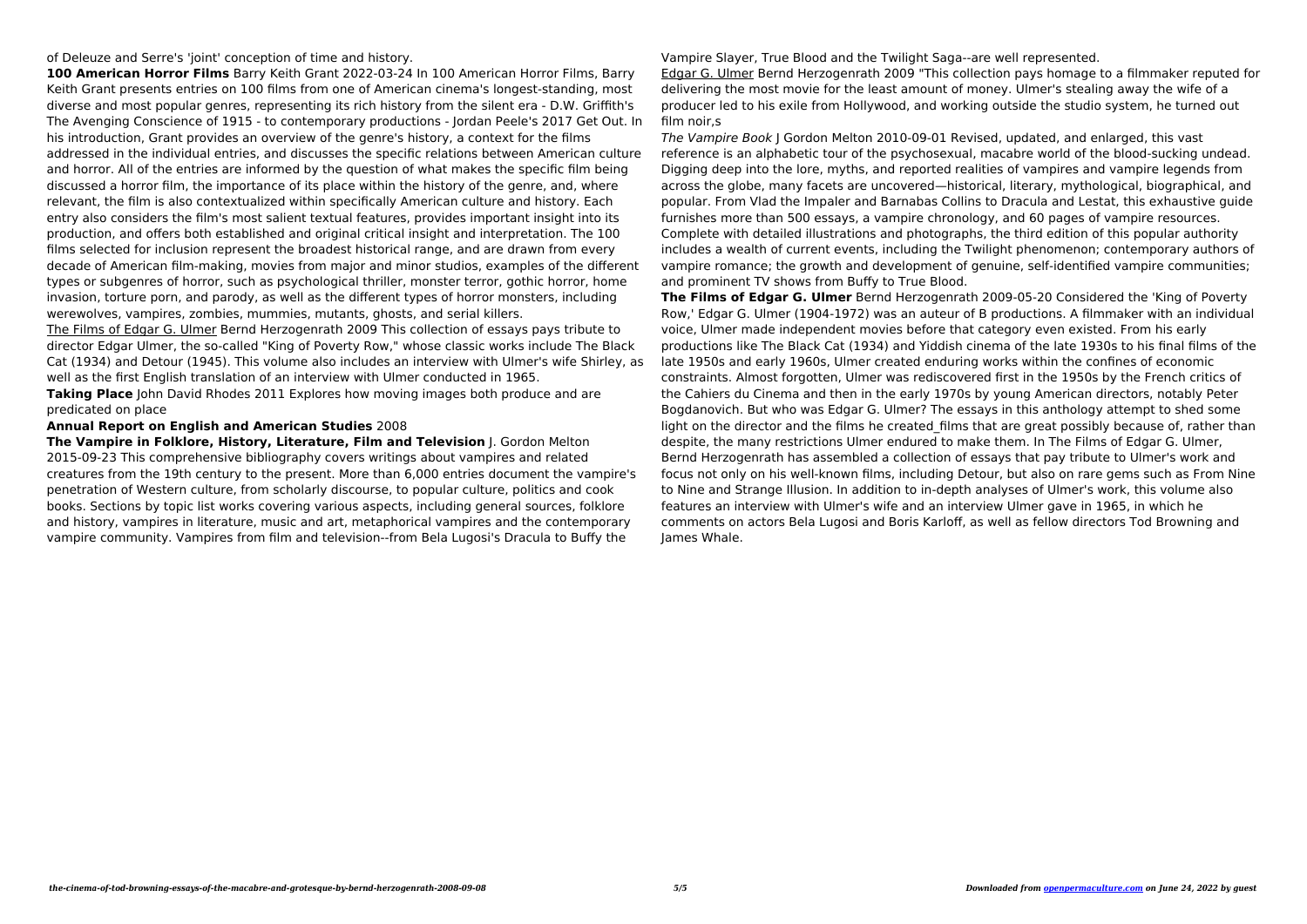of Deleuze and Serre's 'joint' conception of time and history.

**100 American Horror Films** Barry Keith Grant 2022-03-24 In 100 American Horror Films, Barry Keith Grant presents entries on 100 films from one of American cinema's longest-standing, most diverse and most popular genres, representing its rich history from the silent era - D.W. Griffith's The Avenging Conscience of 1915 - to contemporary productions - Jordan Peele's 2017 Get Out. In his introduction, Grant provides an overview of the genre's history, a context for the films addressed in the individual entries, and discusses the specific relations between American culture and horror. All of the entries are informed by the question of what makes the specific film being discussed a horror film, the importance of its place within the history of the genre, and, where relevant, the film is also contextualized within specifically American culture and history. Each entry also considers the film's most salient textual features, provides important insight into its production, and offers both established and original critical insight and interpretation. The 100 films selected for inclusion represent the broadest historical range, and are drawn from every decade of American film-making, movies from major and minor studios, examples of the different types or subgenres of horror, such as psychological thriller, monster terror, gothic horror, home invasion, torture porn, and parody, as well as the different types of horror monsters, including werewolves, vampires, zombies, mummies, mutants, ghosts, and serial killers.

The Films of Edgar G. Ulmer Bernd Herzogenrath 2009 This collection of essays pays tribute to director Edgar Ulmer, the so-called "King of Poverty Row," whose classic works include The Black Cat (1934) and Detour (1945). This volume also includes an interview with Ulmer's wife Shirley, as well as the first English translation of an interview with Ulmer conducted in 1965.

**Taking Place** John David Rhodes 2011 Explores how moving images both produce and are predicated on place

**Annual Report on English and American Studies** 2008

**The Vampire in Folklore, History, Literature, Film and Television** J. Gordon Melton 2015-09-23 This comprehensive bibliography covers writings about vampires and related creatures from the 19th century to the present. More than 6,000 entries document the vampire's penetration of Western culture, from scholarly discourse, to popular culture, politics and cook books. Sections by topic list works covering various aspects, including general sources, folklore and history, vampires in literature, music and art, metaphorical vampires and the contemporary vampire community. Vampires from film and television--from Bela Lugosi's Dracula to Buffy the Vampire Slayer, True Blood and the Twilight Saga--are well represented.

Edgar G. Ulmer Bernd Herzogenrath 2009 "This collection pays homage to a filmmaker reputed for delivering the most movie for the least amount of money. Ulmer's stealing away the wife of a producer led to his exile from Hollywood, and working outside the studio system, he turned out film noir,s

*The Vampire Book* J Gordon Melton 2010-09-01 Revised, updated, and enlarged, this vast reference is an alphabetic tour of the psychosexual, macabre world of the blood-sucking undead. Digging deep into the lore, myths, and reported realities of vampires and vampire legends from across the globe, many facets are uncovered—historical, literary, mythological, biographical, and popular. From Vlad the Impaler and Barnabas Collins to Dracula and Lestat, this exhaustive guide furnishes more than 500 essays, a vampire chronology, and 60 pages of vampire resources. Complete with detailed illustrations and photographs, the third edition of this popular authority includes a wealth of current events, including the Twilight phenomenon; contemporary authors of vampire romance; the growth and development of genuine, self-identified vampire communities; and prominent TV shows from Buffy to True Blood.

**The Films of Edgar G. Ulmer** Bernd Herzogenrath 2009-05-20 Considered the 'King of Poverty Row,' Edgar G. Ulmer (1904-1972) was an auteur of B productions. A filmmaker with an individual voice, Ulmer made independent movies before that category even existed. From his early productions like The Black Cat (1934) and Yiddish cinema of the late 1930s to his final films of the late 1950s and early 1960s, Ulmer created enduring works within the confines of economic constraints. Almost forgotten, Ulmer was rediscovered first in the 1950s by the French critics of the Cahiers du Cinema and then in the early 1970s by young American directors, notably Peter Bogdanovich. But who was Edgar G. Ulmer? The essays in this anthology attempt to shed some light on the director and the films he created_films that are great possibly because of, rather than despite, the many restrictions Ulmer endured to make them. In The Films of Edgar G. Ulmer, Bernd Herzogenrath has assembled a collection of essays that pay tribute to Ulmer's work and focus not only on his well-known films, including Detour, but also on rare gems such as From Nine to Nine and Strange Illusion. In addition to in-depth analyses of Ulmer's work, this volume also features an interview with Ulmer's wife and an interview Ulmer gave in 1965, in which he comments on actors Bela Lugosi and Boris Karloff, as well as fellow directors Tod Browning and James Whale.